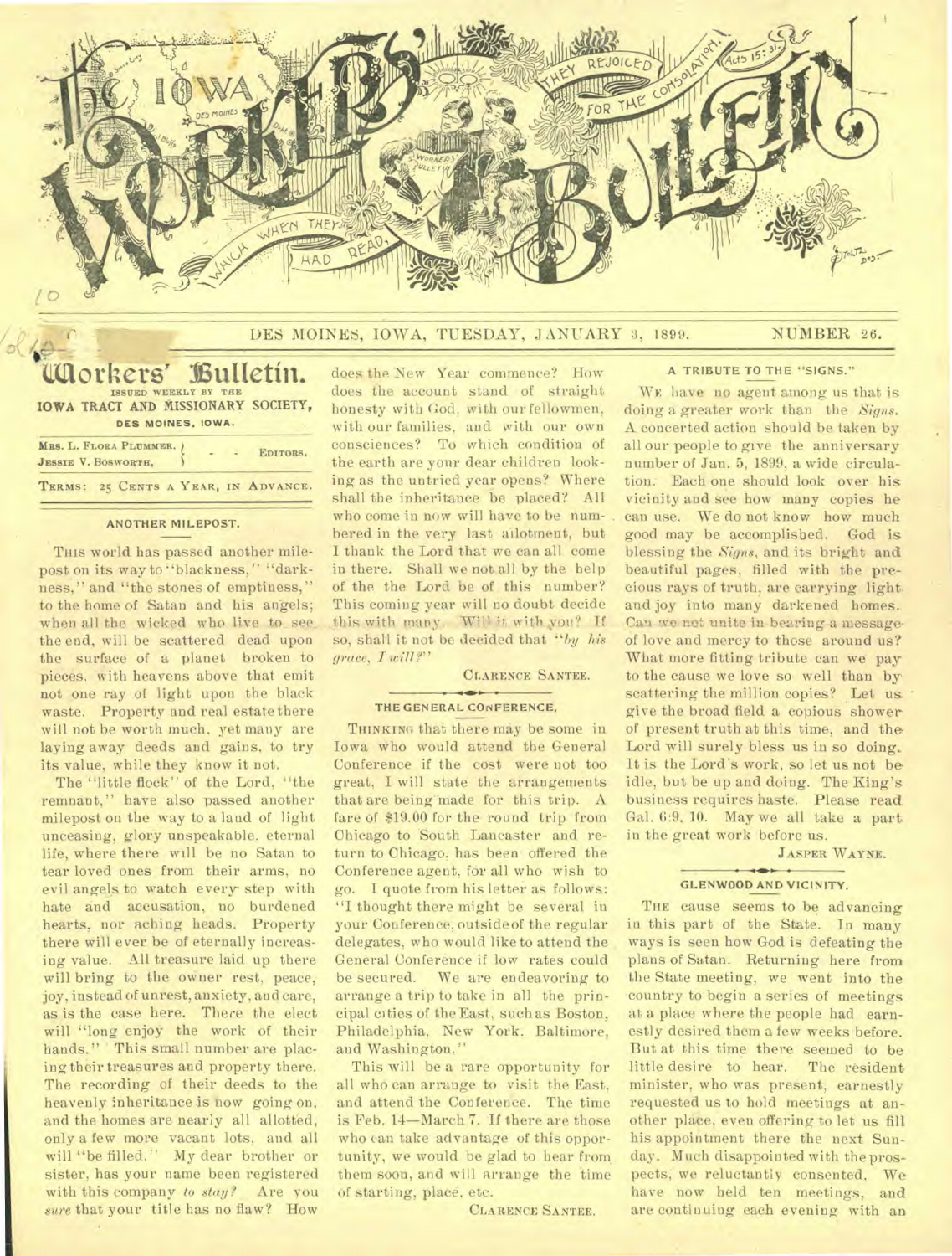DES MOINES, IOWA, TUESDAY, JANUARY 3, 1899. NUMBER 26.

# Workers' Bulletin.

ISSUED WEEKLY BY THE IOWA TRACT AND MISSIONARY SOCIETY, DES MOINES, IOWA.

MRS. L. FLORA PLUMMER, JESSIE V. BOSWORTH, EDITORS.

TERMS: 25 CENTS A YEAR, IN ADVANCE.

## ANOTHER MILEPOST.

THIS world has passed another milepost on its way to "blackness," "darkness," and "the stones of emptiness," to the home of Satan and his angels; when all the wicked who live to see the end, will be scattered dead upon the surface of a planet broken to pieces, with heavens above that emit not one ray of light upon the black waste. Property and real estate there will not be worth much, yet many are laying away deeds and gains, to try its value, while they know it not.

The "little flock" of the Lord, "the remnant," have also passed another milepost on the way to a land of light unceasing, glory unspeakable, eternal life, where there will be no Satan to tear loved ones from their arms, no evil angels to watch every step with hate and accusation, no burdened hearts, nor aching heads. Property there will ever be of eternally increasing value. All treasure laid up there will bring to the owner rest, peace, joy, instead of unrest, anxiety, and care, as is the case here. There the elect will "long enjoy the work of their hands." This small number are placing their treasures and property there. The recording of their deeds to the heavenly inheritance is now going on, and the homes are nearly all allotted, only a few more vacant lots, and all will "be filled." My dear brother or sister, has your name been registered with this company *to stay?* Are you *sure* that your title has no flaw? How does the New Year commence? How does the account stand of straight honesty with God, with our fellowmen, with our families, and with our own consciences? To which condition of the earth are your dear children looking as the untried year opens? Where shall the inheritance be placed? All who come in now will have to be numbered in the very last allotment, but I thank the Lord that we can all come in there. Shall we not all by the help of the the Lord be of this number? This coming year will no doubt decide this with many. Will it with you? If so, shall it not be decided that "*by his grace, I will?*"

CLARENCE SANTEE.

## THE GENERAL CONFERENCE.

THINKING that there may be some in Iowa who would attend the General Conference if the cost were not too great, I will state the arrangements that are being made for this trip. A fare of $19.00 for the round trip from Chicago to South Lancaster and return to Chicago, has been offered the Conference agent, for all who wish to go. I quote from his letter as follows: "I thought there might be several in your Conference, outside of the regular delegates, who would like to attend the General Conference if low rates could be secured. We are endeavoring to arrange a trip to take in all the principal cities of the East, such as Boston, Philadelphia, New York, Baltimore, and Washington."

This will be a rare opportunity for all who can arrange to visit the East, and attend the Conference. The time is Feb. 14—March 7. If there are those who can take advantage of this opportunity, we would be glad to hear from them soon, and will arrange the time of starting, place, etc.

CLARENCE SANTEE.

## A TRIBUTE TO THE "SIGNS."

WE have no agent among us that is doing a greater work than the *Signs*. A concerted action should be taken by all our people to give the anniversary number of Jan. 5, 1899, a wide circulation. Each one should look over his vicinity and see how many copies he can use. We do not know how much good may be accomplished. God is blessing the *Signs*, and its bright and beautiful pages, filled with the precious rays of truth, are carrying light and joy into many darkened homes. Can we not unite in bearing a message of love and mercy to those around us? What more fitting tribute can we pay to the cause we love so well than by scattering the million copies? Let us give the broad field a copious shower of present truth at this time, and the Lord will surely bless us in so doing. It is the Lord's work, so let us not be idle, but be up and doing. The King's business requires haste. Please read Gal. 6:9, 10. May we all take a part in the great work before us.

JASPER WAYNE.

## GLENWOOD AND VICINITY.

THE cause seems to be advancing in this part of the State. In many ways is seen how God is defeating the plans of Satan. Returning here from the State meeting, we went into the country to begin a series of meetings at a place where the people had earnestly desired them a few weeks before. But at this time there seemed to be little desire to hear. The resident minister, who was present, earnestly requested us to hold meetings at another place, even offering to let us fill his appointment there the next Sunday. Much disappointed with the prospects, we reluctantly consented. We have now held ten meetings, and are continuing each evening with an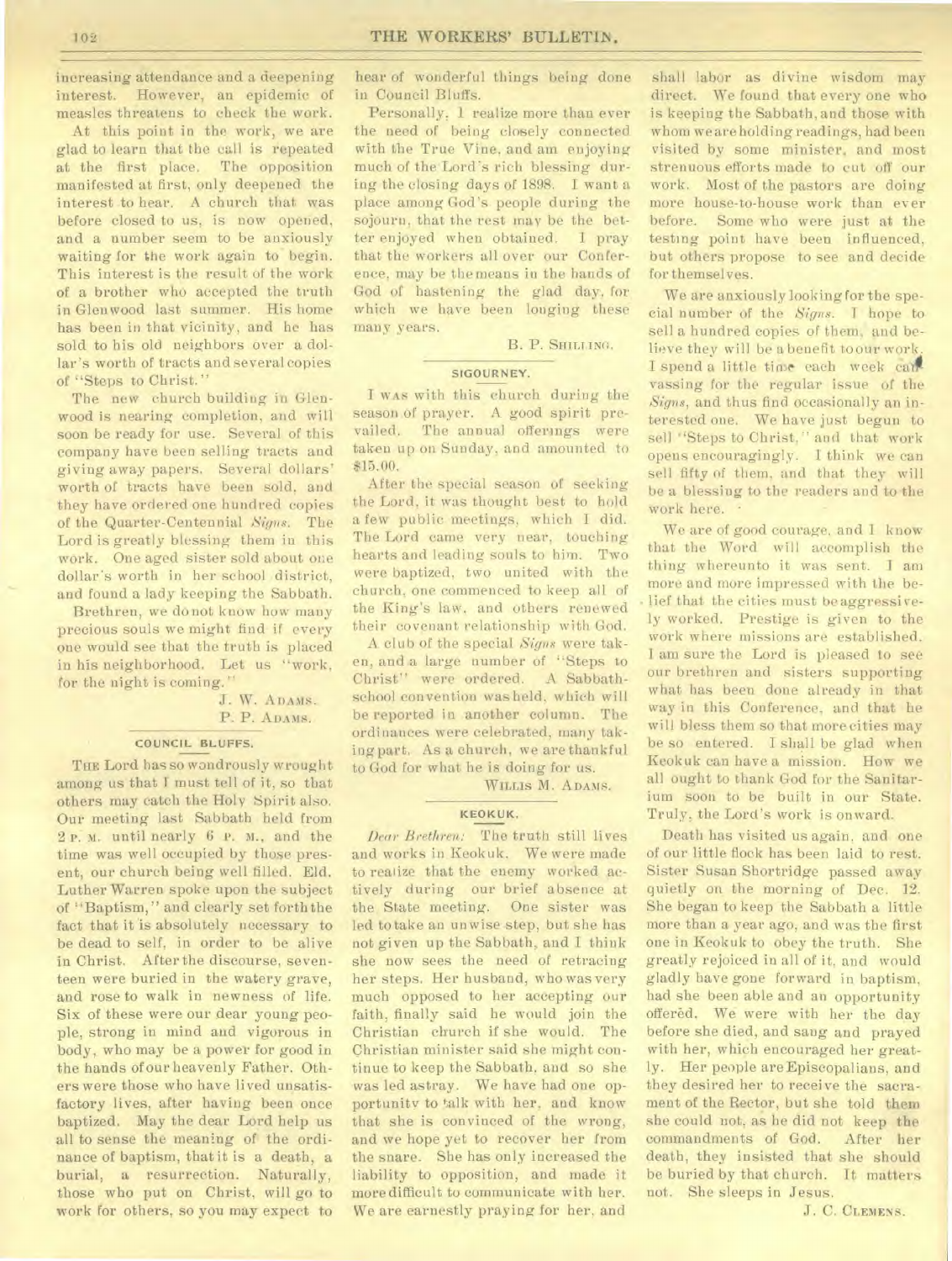increasing attendance and a deepening interest. However, an epidemic of measles threatens to check the work.

At this point in the work, we are glad to learn that the call is repeated at the first place. The opposition manifested at first, only deepened the interest to hear. A church that was before closed to us, is now opened, and a number seem to be anxiously waiting for the work again to begin. This interest is the result of the work of a brother who accepted the truth in Glenwood last summer. His home has been in that vicinity, and he has sold to his old neighbors over a dollar's worth of tracts and several copies of "Steps to Christ."

The new church building in Glenwood is nearing completion, and will soon be ready for use. Several of this company have been selling tracts and giving away papers. Several dollars' worth of tracts have been sold, and they have ordered one hundred copies of the Quarter-Centennial *Signs*. The Lord is greatly blessing them in this work. One aged sister sold about one dollar's worth in her school district, and found a lady keeping the Sabbath.

Brethren, we do not know how many precious souls we might find if every one would see that the truth is placed in his neighborhood. Let us "work, for the night is coming."

J. W. ADAMS.
P. P. ADAMS.

### COUNCIL BLUFFS.

THE Lord has so wondrously wrought among us that I must tell of it, so that others may catch the Holy Spirit also. Our meeting last Sabbath held from 2 P. M. until nearly 6 P. M., and the time was well occupied by those present, our church being well filled. Eld. Luther Warren spoke upon the subject of "Baptism," and clearly set forth the fact that it is absolutely necessary to be dead to self, in order to be alive in Christ. After the discourse, seventeen were buried in the watery grave, and rose to walk in newness of life. Six of these were our dear young people, strong in mind and vigorous in body, who may be a power for good in the hands of our heavenly Father. Others were those who have lived unsatisfactory lives, after having been once baptized. May the dear Lord help us all to sense the meaning of the ordinance of baptism, that it is a death, a burial, a resurrection. Naturally, those who put on Christ, will go to work for others, so you may expect to hear of wonderful things being done in Council Bluffs.

Personally, I realize more than ever the need of being closely connected with the True Vine, and am enjoying much of the Lord's rich blessing during the closing days of 1898. I want a place among God's people during the sojourn, that the rest may be the better enjoyed when obtained. I pray that the workers all over our Conference, may be the means in the hands of God of hastening the glad day, for which we have been longing these many years.

B. P. SHILLING.

### SIGOURNEY.

I WAS with this church during the season of prayer. A good spirit prevailed. The annual offerings were taken up on Sunday, and amounted to $15.00.

After the special season of seeking the Lord, it was thought best to hold a few public meetings, which I did. The Lord came very near, touching hearts and leading souls to him. Two were baptized, two united with the church, one commenced to keep all of the King's law, and others renewed their covenant relationship with God.

A club of the special *Signs* were taken, and a large number of "Steps to Christ" were ordered. A Sabbath-school convention was held, which will be reported in another column. The ordinances were celebrated, many taking part. As a church, we are thankful to God for what he is doing for us.

WILLIS M. ADAMS.

### KEOKUK.

*Dear Brethren:* The truth still lives and works in Keokuk. We were made to realize that the enemy worked actively during our brief absence at the State meeting. One sister was led to take an unwise step, but she has not given up the Sabbath, and I think she now sees the need of retracing her steps. Her husband, who was very much opposed to her accepting our faith, finally said he would join the Christian church if she would. The Christian minister said she might continue to keep the Sabbath, and so she was led astray. We have had one opportunity to talk with her, and know that she is convinced of the wrong, and we hope yet to recover her from the snare. She has only increased the liability to opposition, and made it more difficult to communicate with her. We are earnestly praying for her, and shall labor as divine wisdom may direct. We found that every one who is keeping the Sabbath, and those with whom we are holding readings, had been visited by some minister, and most strenuous efforts made to cut off our work. Most of the pastors are doing more house-to-house work than ever before. Some who were just at the testing point have been influenced, but others propose to see and decide for themselves.

We are anxiously looking for the special number of the *Signs*. I hope to sell a hundred copies of them, and believe they will be a benefit to our work. I spend a little time each week canvassing for the regular issue of the *Signs*, and thus find occasionally an interested one. We have just begun to sell "Steps to Christ," and that work opens encouragingly. I think we can sell fifty of them, and that they will be a blessing to the readers and to the work here.

We are of good courage, and I know that the Word will accomplish the thing whereunto it was sent. I am more and more impressed with the belief that the cities must be aggressively worked. Prestige is given to the work where missions are established. I am sure the Lord is pleased to see our brethren and sisters supporting what has been done already in that way in this Conference, and that he will bless them so that more cities may be so entered. I shall be glad when Keokuk can have a mission. How we all ought to thank God for the Sanitarium soon to be built in our State. Truly, the Lord's work is onward.

Death has visited us again, and one of our little flock has been laid to rest. Sister Susan Shortridge passed away quietly on the morning of Dec. 12. She began to keep the Sabbath a little more than a year ago, and was the first one in Keokuk to obey the truth. She greatly rejoiced in all of it, and would gladly have gone forward in baptism, had she been able and an opportunity offered. We were with her the day before she died, and sang and prayed with her, which encouraged her greatly. Her people are Episcopalians, and they desired her to receive the sacrament of the Rector, but she told them she could not, as he did not keep the commandments of God. After her death, they insisted that she should be buried by that church. It matters not. She sleeps in Jesus.

J. C. CLEMENS.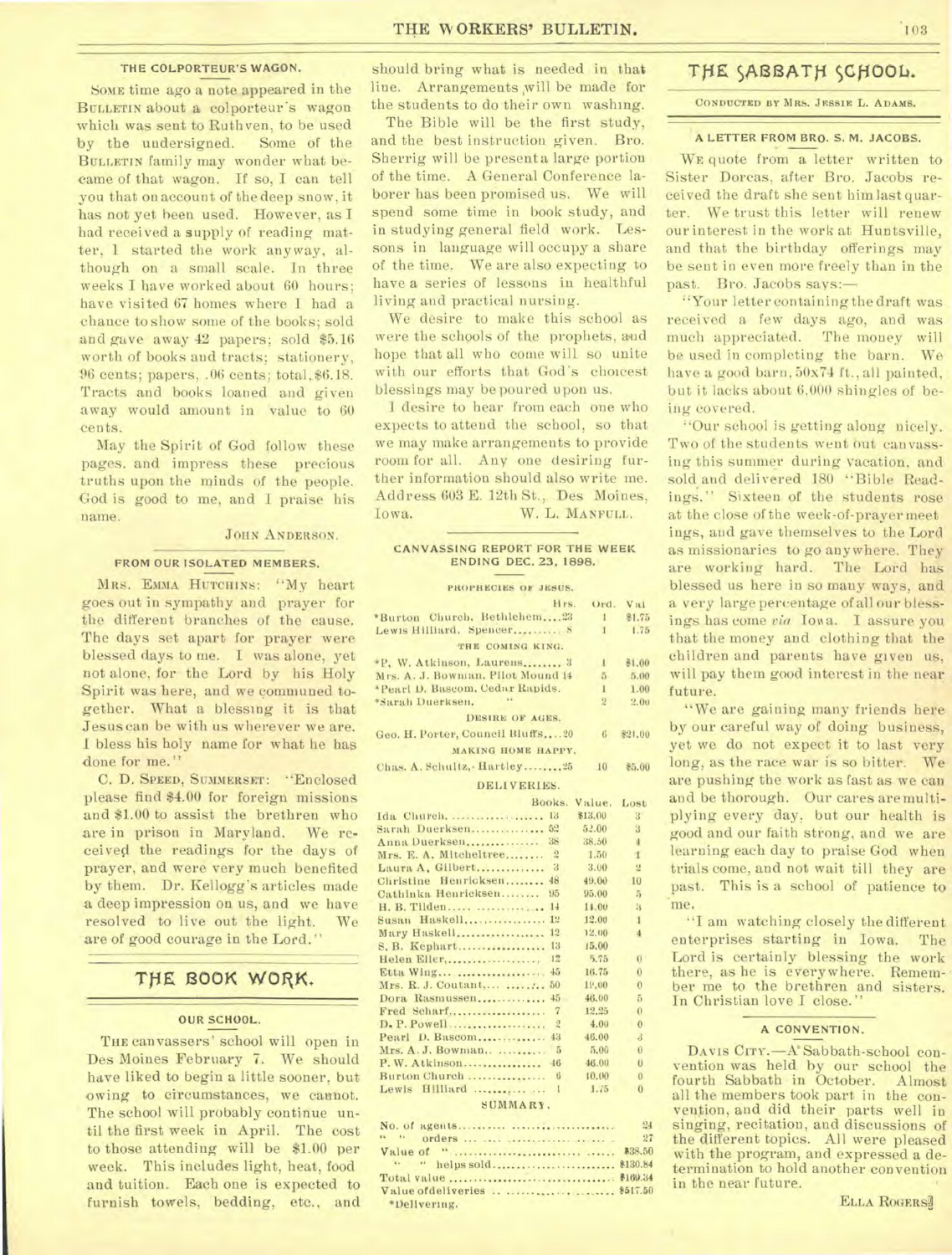### THE COLPORTEUR'S WAGON.

Some time ago a note appeared in the Bulletin about a colporteur's wagon which was sent to Ruthven, to be used by the undersigned. Some of the Bulletin family may wonder what became of that wagon. If so, I can tell you that on account of the deep snow, it has not yet been used. However, as I had received a supply of reading matter, I started the work anyway, although on a small scale. In three weeks I have worked about 60 hours; have visited 67 homes where I had a chance to show some of the books; sold and gave away 42 papers; sold $5.16 worth of books and tracts; stationery, 96 cents; papers, .06 cents; total, $6.18. Tracts and books loaned and given away would amount in value to 60 cents.

May the Spirit of God follow these pages, and impress these precious truths upon the minds of the people. God is good to me, and I praise his name.

John Anderson.

### FROM OUR ISOLATED MEMBERS.

Mrs. Emma Hutchins: "My heart goes out in sympathy and prayer for the different branches of the cause. The days set apart for prayer were blessed days to me. I was alone, yet not alone, for the Lord by his Holy Spirit was here, and we communed together. What a blessing it is that Jesus can be with us wherever we are. I bless his holy name for what he has done for me."

C. D. Speed, Summerset: "Enclosed please find $4.00 for foreign missions and $1.00 to assist the brethren who are in prison in Maryland. We received the readings for the days of prayer, and were very much benefited by them. Dr. Kellogg's articles made a deep impression on us, and we have resolved to live out the light. We are of good courage in the Lord."

## THE BOOK WORK.

### OUR SCHOOL.

The canvassers' school will open in Des Moines February 7. We should have liked to begin a little sooner, but owing to circumstances, we cannot. The school will probably continue until the first week in April. The cost to those attending will be $1.00 per week. This includes light, heat, food and tuition. Each one is expected to furnish towels, bedding, etc., and should bring what is needed in that line. Arrangements will be made for the students to do their own washing.

The Bible will be the first study, and the best instruction given. Bro. Sherrig will be present a large portion of the time. A General Conference laborer has been promised us. We will spend some time in book study, and in studying general field work. Lessons in language will occupy a share of the time. We are also expecting to have a series of lessons in healthful living and practical nursing.

We desire to make this school as were the schools of the prophets, and hope that all who come will so unite with our efforts that God's choicest blessings may be poured upon us.

I desire to hear from each one who expects to attend the school, so that we may make arrangements to provide room for all. Any one desiring further information should also write me. Address 603 E. 12th St., Des Moines, Iowa.

W. L. Manfull.

### CANVASSING REPORT FOR THE WEEK ENDING DEC. 23, 1898.

PROPHECIES OF JESUS.

| | Hrs. | Ord. | Val |
|---|---|---|---|
| *Burton Church, Bethlehem | 23 | 1 | $1.75 |
| Lewis Hilliard, Spencer | 8 | 1 | 1.75 |

THE COMING KING.

| | Hrs. | Ord. | Val |
|---|---|---|---|
| *P. W. Atkinson, Laurens | 3 | 1 | $1.00 |
| Mrs. A. J. Bowman, Pilot Mound | 14 | 5 | 5.00 |
| *Pearl D. Bascom, Cedar Rapids | | 1 | 1.00 |
| *Sarah Duerksen, " | | 2 | 2.00 |

DESIRE OF AGES.

| | Hrs. | Ord. | Val |
|---|---|---|---|
| Geo. H. Porter, Council Bluffs | 20 | 6 | $21.00 |

MAKING HOME HAPPY.

| | Hrs. | Ord. | Val |
|---|---|---|---|
| Chas. A. Schultz, Hartley | 25 | 10 | $5.00 |

DELIVERIES.

| | Books. | Value. | Lost |
|---|---|---|---|
| Ida Church | 13 | $13.00 | 3 |
| Sarah Duerksen | 52 | 52.00 | 3 |
| Anna Duerksen | 38 | 38.50 | 4 |
| Mrs. E. A. Mitcheltree | 2 | 1.50 | 1 |
| Laura A. Gilbert | 3 | 3.00 | 2 |
| Christine Henricksen | 48 | 49.00 | 10 |
| Cathinka Henricksen | 95 | 95.00 | 5 |
| H. B. Tilden | 14 | 14.00 | 3 |
| Susan Haskell | 12 | 12.00 | 1 |
| Mary Haskell | 12 | 12.00 | 4 |
| S. B. Kephart | 13 | 15.00 | |
| Helen Eller | 12 | 5.75 | 0 |
| Etta Wing | 45 | 16.75 | 0 |
| Mrs. R. J. Coutant | 50 | 19.00 | 0 |
| Dora Rasmussen | 45 | 46.00 | 5 |
| Fred Scharf | 7 | 12.25 | 0 |
| D. P. Powell | 2 | 4.00 | 0 |
| Pearl D. Bascom | 43 | 46.00 | 3 |
| Mrs. A. J. Bowman | 5 | 5.00 | 0 |
| P. W. Atkinson | 46 | 46.00 | 0 |
| Burton Church | 6 | 10.00 | 0 |
| Lewis Hilliard | 1 | 1.75 | 0 |

SUMMARY.

| | |
|---|---|
| No. of agents | 24 |
| " " orders | 27 |
| Value of " | $38.50 |
| " " helps sold | $130.84 |
| Total value | $169.34 |
| Value of deliveries | $517.50 |

*Delivering.

## THE SABBATH SCHOOL.

Conducted by Mrs. Jessie L. Adams.

### A LETTER FROM BRO. S. M. JACOBS.

We quote from a letter written to Sister Dorcas, after Bro. Jacobs received the draft she sent him last quarter. We trust this letter will renew our interest in the work at Huntsville, and that the birthday offerings may be sent in even more freely than in the past. Bro. Jacobs says:—

"Your letter containing the draft was received a few days ago, and was much appreciated. The money will be used in completing the barn. We have a good barn, 50x74 ft., all painted, but it lacks about 6,000 shingles of being covered.

"Our school is getting along nicely. Two of the students went out canvassing this summer during vacation, and sold and delivered 180 "Bible Readings." Sixteen of the students rose at the close of the week-of-prayer meetings, and gave themselves to the Lord as missionaries to go anywhere. They are working hard. The Lord has blessed us here in so many ways, and a very large percentage of all our blessings has come *via* Iowa. I assure you that the money and clothing that the children and parents have given us, will pay them good interest in the near future.

"We are gaining many friends here by our careful way of doing business, yet we do not expect it to last very long, as the race war is so bitter. We are pushing the work as fast as we can and be thorough. Our cares are multiplying every day, but our health is good and our faith strong, and we are learning each day to praise God when trials come, and not wait till they are past. This is a school of patience to me.

"I am watching closely the different enterprises starting in Iowa. The Lord is certainly blessing the work there, as he is everywhere. Remember me to the brethren and sisters. In Christian love I close."

### A CONVENTION.

Davis City.—A Sabbath-school convention was held by our school the fourth Sabbath in October. Almost all the members took part in the convention, and did their parts well in singing, recitation, and discussions of the different topics. All were pleased with the program, and expressed a determination to hold another convention in the near future.

Ella Rogers.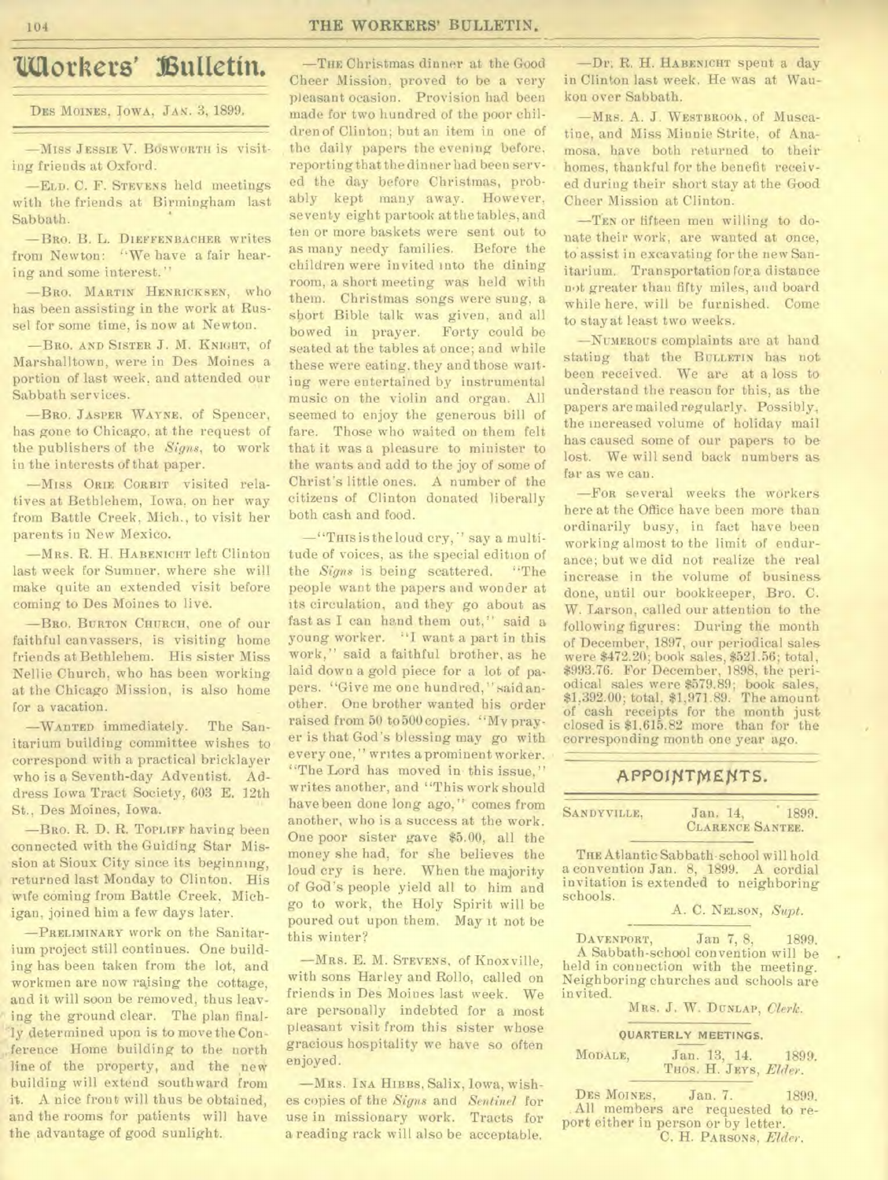# Workers' Bulletin.

DES MOINES, IOWA, JAN. 3, 1899.

—MISS JESSIE V. BOSWORTH is visiting friends at Oxford.

—ELD. C. F. STEVENS held meetings with the friends at Birmingham last Sabbath.

—BRO. B. L. DIEFFENBACHER writes from Newton: "We have a fair hearing and some interest."

—BRO. MARTIN HENRICKSEN, who has been assisting in the work at Russel for some time, is now at Newton.

—BRO. AND SISTER J. M. KNIGHT, of Marshalltown, were in Des Moines a portion of last week, and attended our Sabbath services.

—BRO. JASPER WAYNE, of Spencer, has gone to Chicago, at the request of the publishers of the *Signs*, to work in the interests of that paper.

—MISS ORIE CORBIT visited relatives at Bethlehem, Iowa, on her way from Battle Creek, Mich., to visit her parents in New Mexico.

—MRS. R. H. HABENICHT left Clinton last week for Sumner, where she will make quite an extended visit before coming to Des Moines to live.

—BRO. BURTON CHURCH, one of our faithful canvassers, is visiting home friends at Bethlehem. His sister Miss Nellie Church, who has been working at the Chicago Mission, is also home for a vacation.

—WANTED immediately. The Sanitarium building committee wishes to correspond with a practical bricklayer who is a Seventh-day Adventist. Address Iowa Tract Society, 603 E. 12th St., Des Moines, Iowa.

—BRO. R. D. R. TOPLIFF having been connected with the Guiding Star Mission at Sioux City since its beginning, returned last Monday to Clinton. His wife coming from Battle Creek, Michigan, joined him a few days later.

—PRELIMINARY work on the Sanitarium project still continues. One building has been taken from the lot, and workmen are now raising the cottage, and it will soon be removed, thus leaving the ground clear. The plan finally determined upon is to move the Conference Home building to the north line of the property, and the new building will extend southward from it. A nice front will thus be obtained, and the rooms for patients will have the advantage of good sunlight.

—THE Christmas dinner at the Good Cheer Mission, proved to be a very pleasant ocasion. Provision had been made for two hundred of the poor children of Clinton; but an item in one of the daily papers the evening before, reporting that the dinner had been served the day before Christmas, probably kept many away. However, seventy eight partook at the tables, and ten or more baskets were sent out to as many needy families. Before the children were invited into the dining room, a short meeting was held with them. Christmas songs were sung, a short Bible talk was given, and all bowed in prayer. Forty could be seated at the tables at once; and while these were eating, they and those waiting were entertained by instrumental music on the violin and organ. All seemed to enjoy the generous bill of fare. Those who waited on them felt that it was a pleasure to minister to the wants and add to the joy of some of Christ's little ones. A number of the citizens of Clinton donated liberally both cash and food.

—"THIS is the loud cry," say a multitude of voices, as the special edition of the *Signs* is being scattered. "The people want the papers and wonder at its circulation, and they go about as fast as I can hand them out," said a young worker. "I want a part in this work," said a faithful brother, as he laid down a gold piece for a lot of papers. "Give me one hundred," said another. One brother wanted his order raised from 50 to 500 copies. "My prayer is that God's blessing may go with every one," writes a prominent worker. "The Lord has moved in this issue," writes another, and "This work should have been done long ago," comes from another, who is a success at the work. One poor sister gave $5.00, all the money she had, for she believes the loud cry is here. When the majority of God's people yield all to him and go to work, the Holy Spirit will be poured out upon them. May it not be this winter?

—MRS. E. M. STEVENS, of Knoxville, with sons Harley and Rollo, called on friends in Des Moines last week. We are personally indebted for a most pleasant visit from this sister whose gracious hospitality we have so often enjoyed.

—MRS. INA HIBBS, Salix, Iowa, wishes copies of the *Signs* and *Sentinel* for use in missionary work. Tracts for a reading rack will also be acceptable.

—DR. R. H. HABENICHT spent a day in Clinton last week. He was at Waukon over Sabbath.

—MRS. A. J. WESTBROOK, of Muscatine, and Miss Minnie Strite, of Anamosa, have both returned to their homes, thankful for the benefit received during their short stay at the Good Cheer Mission at Clinton.

—TEN or fifteen men willing to donate their work, are wanted at once, to assist in excavating for the new Sanitarium. Transportation for a distance not greater than fifty miles, and board while here, will be furnished. Come to stay at least two weeks.

—NUMEROUS complaints are at hand stating that the BULLETIN has not been received. We are at a loss to understand the reason for this, as the papers are mailed regularly. Possibly, the increased volume of holiday mail has caused some of our papers to be lost. We will send back numbers as far as we can.

—FOR several weeks the workers here at the Office have been more than ordinarily busy, in fact have been working almost to the limit of endurance; but we did not realize the real increase in the volume of business done, until our bookkeeper, Bro. C. W. Larson, called our attention to the following figures: During the month of December, 1897, our periodical sales were $472.20; book sales, $521.56; total, $993.76. For December, 1898, the periodical sales were $579.89; book sales, $1,392.00; total, $1,971.89. The amount of cash receipts for the month just closed is $1,615.82 more than for the corresponding month one year ago.

## APPOINTMENTS.

SANDYVILLE, Jan. 14, 1899.
CLARENCE SANTEE.

THE Atlantic Sabbath-school will hold a convention Jan. 8, 1899. A cordial invitation is extended to neighboring schools.
A. C. NELSON, *Supt.*

DAVENPORT, Jan 7, 8, 1899.
A Sabbath-school convention will be held in connection with the meeting. Neighboring churches and schools are invited.
MRS. J. W. DUNLAP, *Clerk.*

### QUARTERLY MEETINGS.

MODALE, Jan. 13, 14. 1899.
THOS. H. JEYS, *Elder.*

DES MOINES, Jan. 7. 1899.
All members are requested to report either in person or by letter.
C. H. PARSONS, *Elder.*